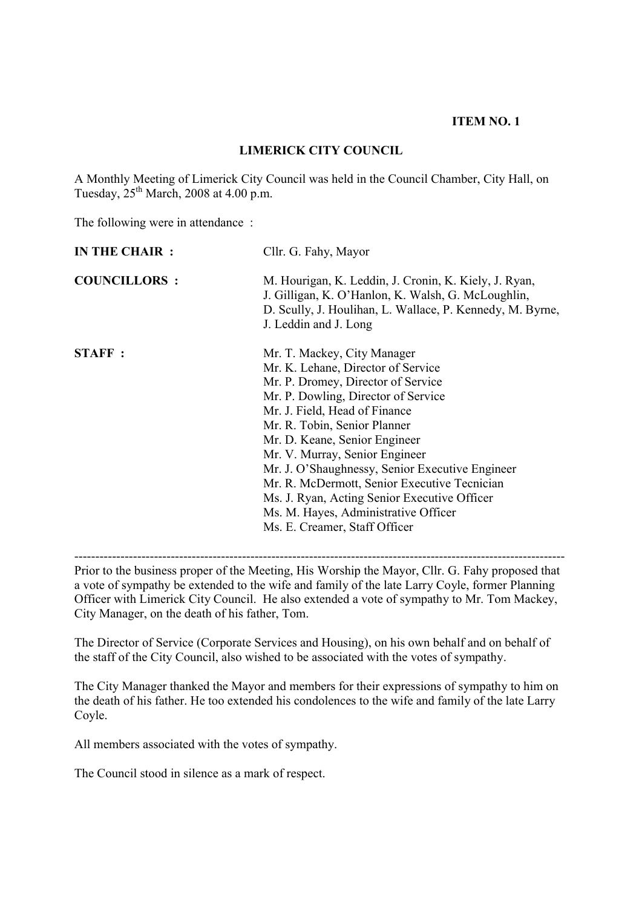**ITEM NO. 1**

# LIMERICK CITY COUNCIL

A Monthly Meeting of Limerick City Council was held in the Council Chamber, City Hall, on Tuesday, 25th March, 2008 at 4.00 p.m.

The following were in attendance :

**IN THE CHAIR :** Cllr. G. Fahy, Mayor

**COUNCILLORS :** M. Hourigan, K. Leddin, J. Cronin, K. Kiely, J. Ryan, J. Gilligan, K. O'Hanlon, K. Walsh, G. McLoughlin, D. Scully, J. Houlihan, L. Wallace, P. Kennedy, M. Byrne, J. Leddin and J. Long

**STAFF :**
Mr. T. Mackey, City Manager
Mr. K. Lehane, Director of Service
Mr. P. Dromey, Director of Service
Mr. P. Dowling, Director of Service
Mr. J. Field, Head of Finance
Mr. R. Tobin, Senior Planner
Mr. D. Keane, Senior Engineer
Mr. V. Murray, Senior Engineer
Mr. J. O'Shaughnessy, Senior Executive Engineer
Mr. R. McDermott, Senior Executive Tecnician
Ms. J. Ryan, Acting Senior Executive Officer
Ms. M. Hayes, Administrative Officer
Ms. E. Creamer, Staff Officer

---

Prior to the business proper of the Meeting, His Worship the Mayor, Cllr. G. Fahy proposed that a vote of sympathy be extended to the wife and family of the late Larry Coyle, former Planning Officer with Limerick City Council. He also extended a vote of sympathy to Mr. Tom Mackey, City Manager, on the death of his father, Tom.

The Director of Service (Corporate Services and Housing), on his own behalf and on behalf of the staff of the City Council, also wished to be associated with the votes of sympathy.

The City Manager thanked the Mayor and members for their expressions of sympathy to him on the death of his father. He too extended his condolences to the wife and family of the late Larry Coyle.

All members associated with the votes of sympathy.

The Council stood in silence as a mark of respect.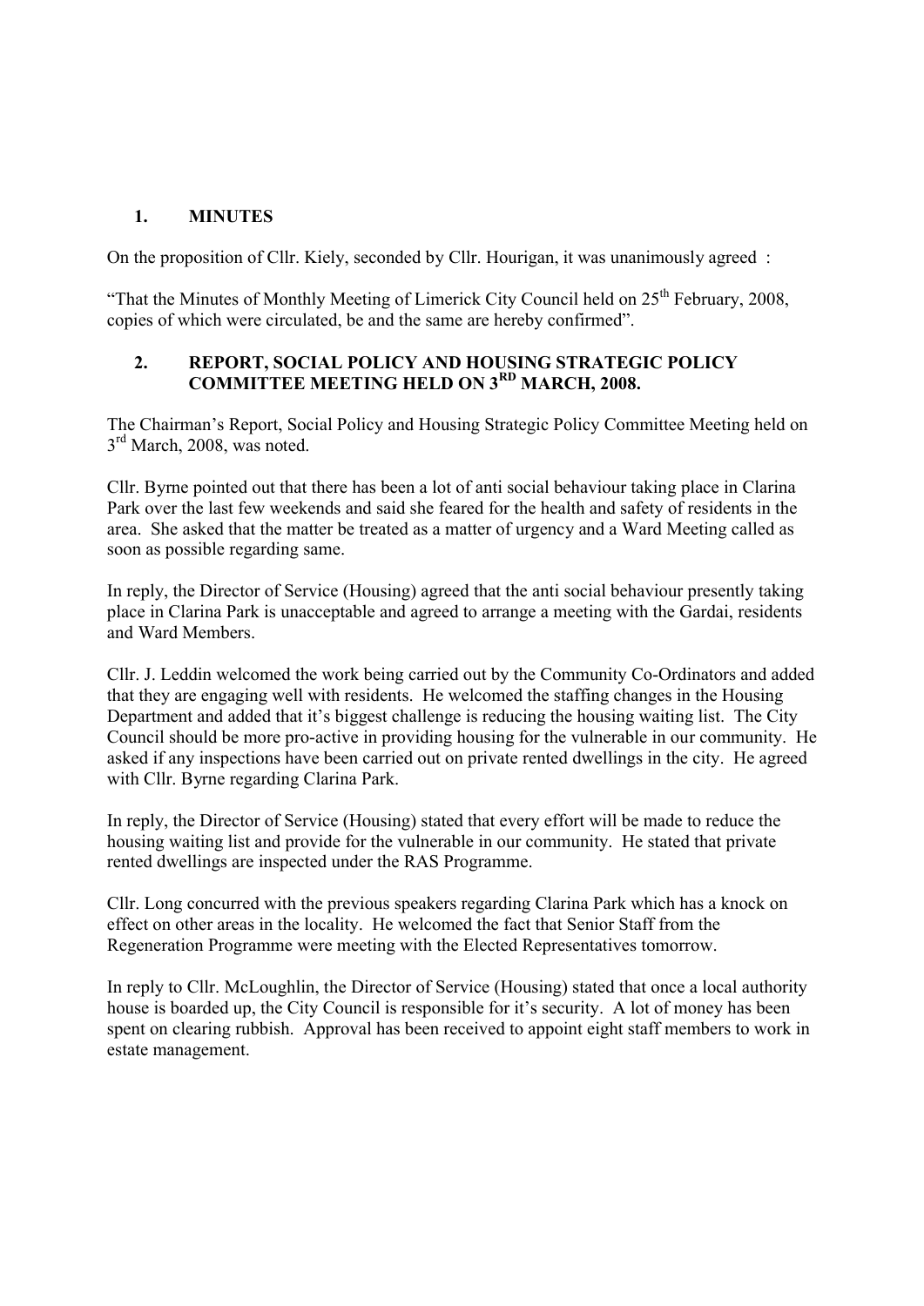## 1. MINUTES

On the proposition of Cllr. Kiely, seconded by Cllr. Hourigan, it was unanimously agreed :

"That the Minutes of Monthly Meeting of Limerick City Council held on 25th February, 2008, copies of which were circulated, be and the same are hereby confirmed".

## 2. REPORT, SOCIAL POLICY AND HOUSING STRATEGIC POLICY COMMITTEE MEETING HELD ON 3RD MARCH, 2008.

The Chairman's Report, Social Policy and Housing Strategic Policy Committee Meeting held on 3rd March, 2008, was noted.

Cllr. Byrne pointed out that there has been a lot of anti social behaviour taking place in Clarina Park over the last few weekends and said she feared for the health and safety of residents in the area. She asked that the matter be treated as a matter of urgency and a Ward Meeting called as soon as possible regarding same.

In reply, the Director of Service (Housing) agreed that the anti social behaviour presently taking place in Clarina Park is unacceptable and agreed to arrange a meeting with the Gardai, residents and Ward Members.

Cllr. J. Leddin welcomed the work being carried out by the Community Co-Ordinators and added that they are engaging well with residents. He welcomed the staffing changes in the Housing Department and added that it's biggest challenge is reducing the housing waiting list. The City Council should be more pro-active in providing housing for the vulnerable in our community. He asked if any inspections have been carried out on private rented dwellings in the city. He agreed with Cllr. Byrne regarding Clarina Park.

In reply, the Director of Service (Housing) stated that every effort will be made to reduce the housing waiting list and provide for the vulnerable in our community. He stated that private rented dwellings are inspected under the RAS Programme.

Cllr. Long concurred with the previous speakers regarding Clarina Park which has a knock on effect on other areas in the locality. He welcomed the fact that Senior Staff from the Regeneration Programme were meeting with the Elected Representatives tomorrow.

In reply to Cllr. McLoughlin, the Director of Service (Housing) stated that once a local authority house is boarded up, the City Council is responsible for it's security. A lot of money has been spent on clearing rubbish. Approval has been received to appoint eight staff members to work in estate management.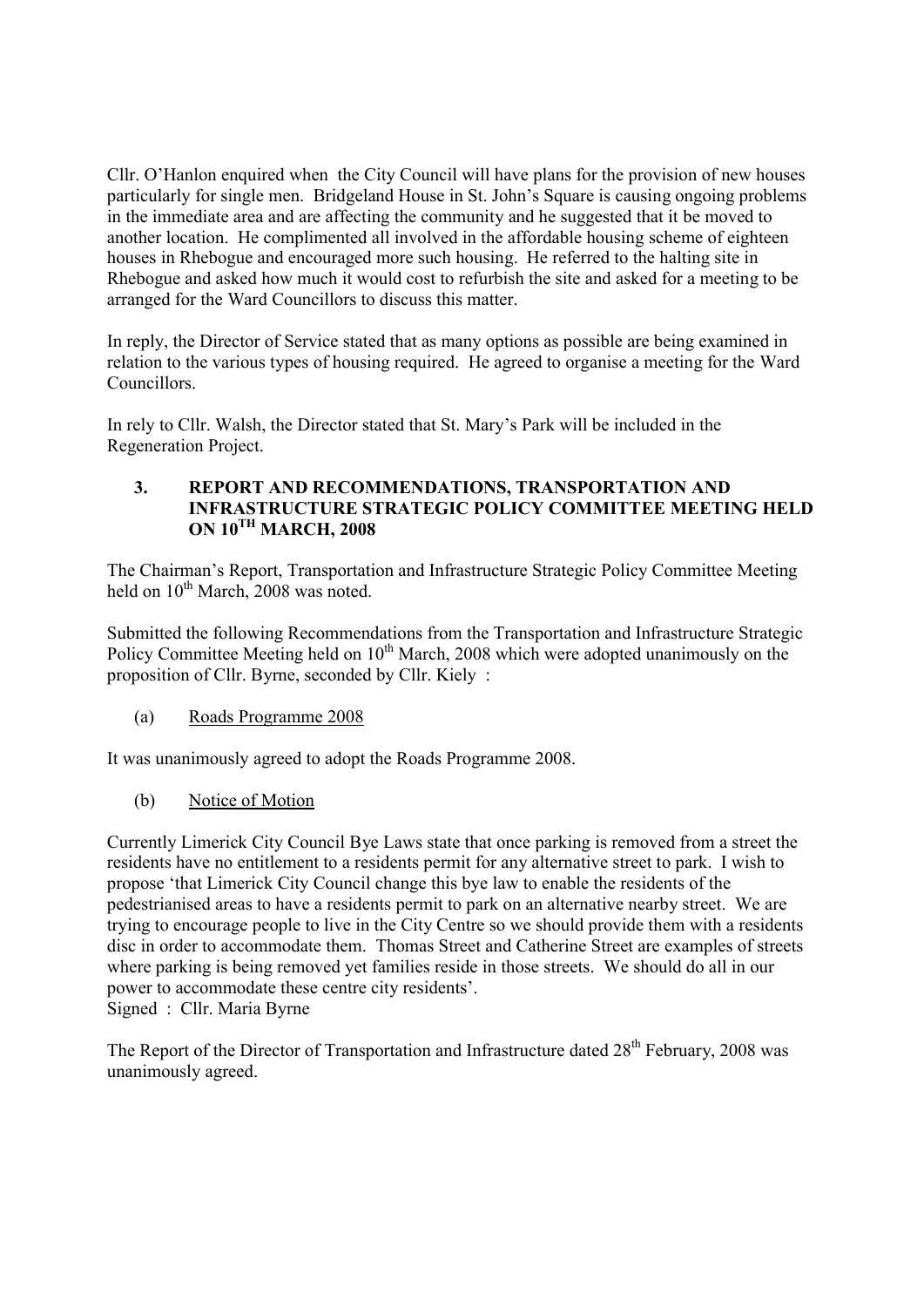Cllr. O'Hanlon enquired when the City Council will have plans for the provision of new houses particularly for single men. Bridgeland House in St. John's Square is causing ongoing problems in the immediate area and are affecting the community and he suggested that it be moved to another location. He complimented all involved in the affordable housing scheme of eighteen houses in Rhebogue and encouraged more such housing. He referred to the halting site in Rhebogue and asked how much it would cost to refurbish the site and asked for a meeting to be arranged for the Ward Councillors to discuss this matter.

In reply, the Director of Service stated that as many options as possible are being examined in relation to the various types of housing required. He agreed to organise a meeting for the Ward Councillors.

In rely to Cllr. Walsh, the Director stated that St. Mary's Park will be included in the Regeneration Project.

## 3. REPORT AND RECOMMENDATIONS, TRANSPORTATION AND INFRASTRUCTURE STRATEGIC POLICY COMMITTEE MEETING HELD ON 10TH MARCH, 2008

The Chairman's Report, Transportation and Infrastructure Strategic Policy Committee Meeting held on 10th March, 2008 was noted.

Submitted the following Recommendations from the Transportation and Infrastructure Strategic Policy Committee Meeting held on 10th March, 2008 which were adopted unanimously on the proposition of Cllr. Byrne, seconded by Cllr. Kiely :

(a) Roads Programme 2008

It was unanimously agreed to adopt the Roads Programme 2008.

(b) Notice of Motion

Currently Limerick City Council Bye Laws state that once parking is removed from a street the residents have no entitlement to a residents permit for any alternative street to park. I wish to propose 'that Limerick City Council change this bye law to enable the residents of the pedestrianised areas to have a residents permit to park on an alternative nearby street. We are trying to encourage people to live in the City Centre so we should provide them with a residents disc in order to accommodate them. Thomas Street and Catherine Street are examples of streets where parking is being removed yet families reside in those streets. We should do all in our power to accommodate these centre city residents'.
Signed : Cllr. Maria Byrne

The Report of the Director of Transportation and Infrastructure dated 28th February, 2008 was unanimously agreed.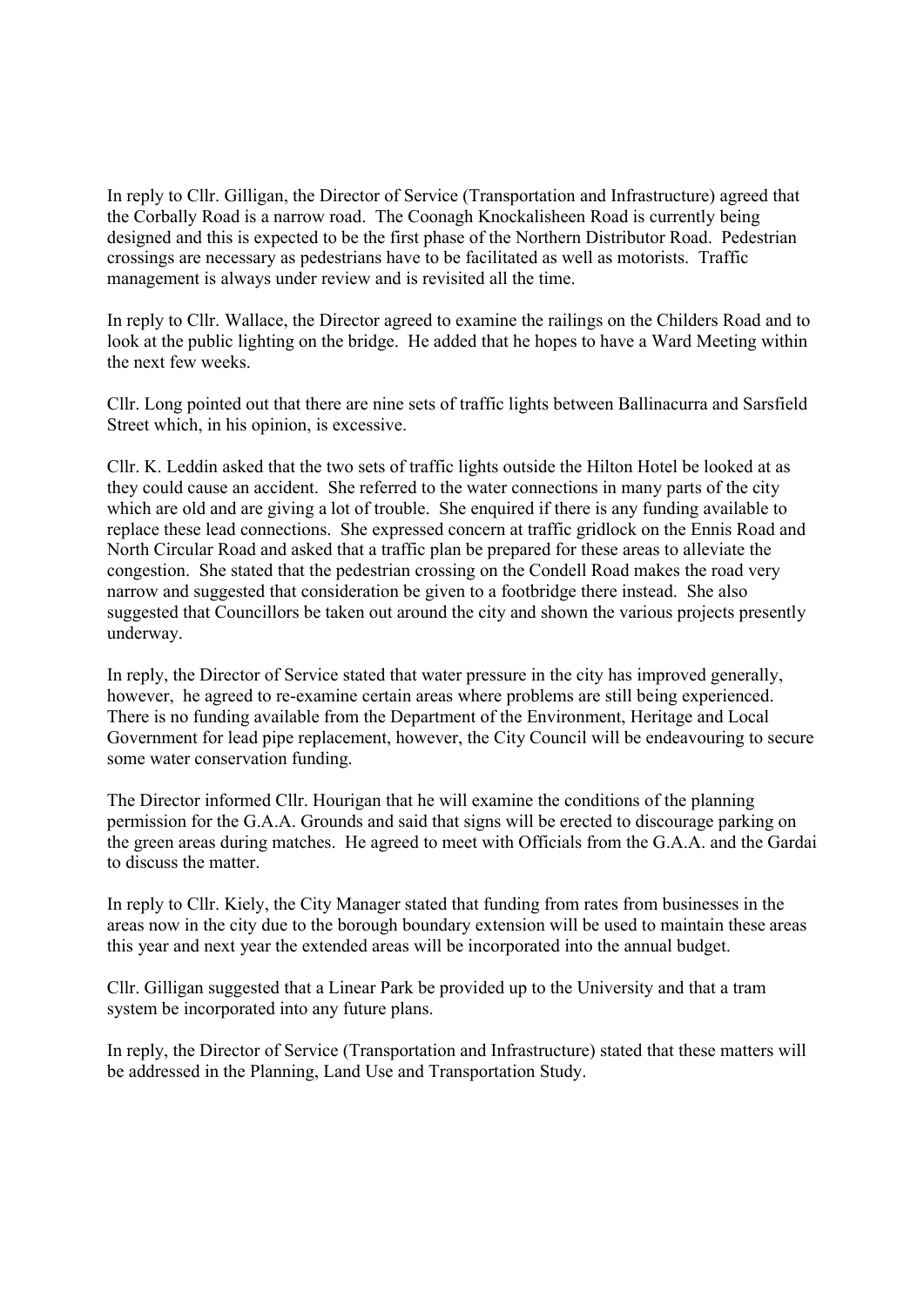In reply to Cllr. Gilligan, the Director of Service (Transportation and Infrastructure) agreed that the Corbally Road is a narrow road. The Coonagh Knockalisheen Road is currently being designed and this is expected to be the first phase of the Northern Distributor Road. Pedestrian crossings are necessary as pedestrians have to be facilitated as well as motorists. Traffic management is always under review and is revisited all the time.

In reply to Cllr. Wallace, the Director agreed to examine the railings on the Childers Road and to look at the public lighting on the bridge. He added that he hopes to have a Ward Meeting within the next few weeks.

Cllr. Long pointed out that there are nine sets of traffic lights between Ballinacurra and Sarsfield Street which, in his opinion, is excessive.

Cllr. K. Leddin asked that the two sets of traffic lights outside the Hilton Hotel be looked at as they could cause an accident. She referred to the water connections in many parts of the city which are old and are giving a lot of trouble. She enquired if there is any funding available to replace these lead connections. She expressed concern at traffic gridlock on the Ennis Road and North Circular Road and asked that a traffic plan be prepared for these areas to alleviate the congestion. She stated that the pedestrian crossing on the Condell Road makes the road very narrow and suggested that consideration be given to a footbridge there instead. She also suggested that Councillors be taken out around the city and shown the various projects presently underway.

In reply, the Director of Service stated that water pressure in the city has improved generally, however, he agreed to re-examine certain areas where problems are still being experienced. There is no funding available from the Department of the Environment, Heritage and Local Government for lead pipe replacement, however, the City Council will be endeavouring to secure some water conservation funding.

The Director informed Cllr. Hourigan that he will examine the conditions of the planning permission for the G.A.A. Grounds and said that signs will be erected to discourage parking on the green areas during matches. He agreed to meet with Officials from the G.A.A. and the Gardai to discuss the matter.

In reply to Cllr. Kiely, the City Manager stated that funding from rates from businesses in the areas now in the city due to the borough boundary extension will be used to maintain these areas this year and next year the extended areas will be incorporated into the annual budget.

Cllr. Gilligan suggested that a Linear Park be provided up to the University and that a tram system be incorporated into any future plans.

In reply, the Director of Service (Transportation and Infrastructure) stated that these matters will be addressed in the Planning, Land Use and Transportation Study.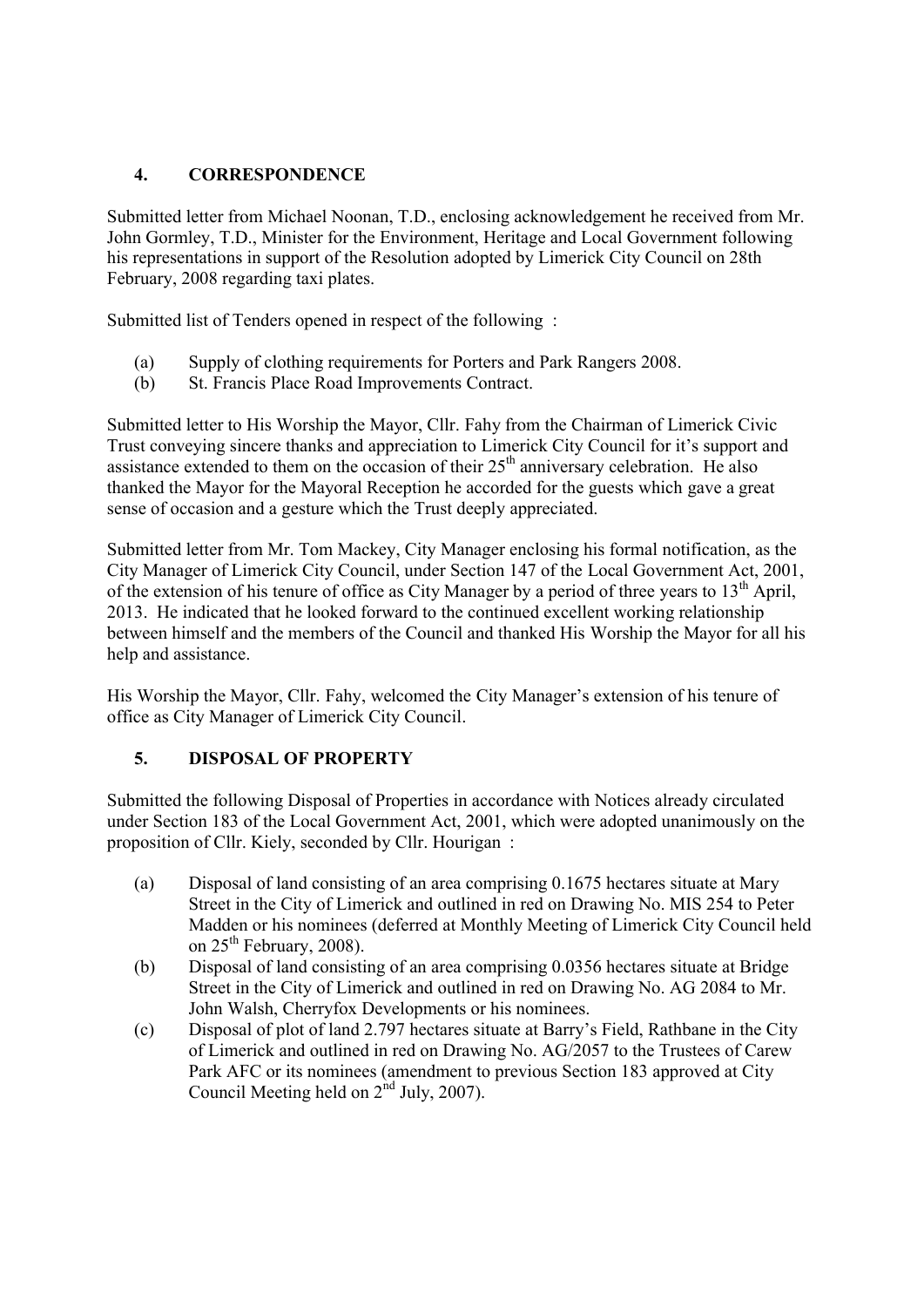## 4. CORRESPONDENCE

Submitted letter from Michael Noonan, T.D., enclosing acknowledgement he received from Mr. John Gormley, T.D., Minister for the Environment, Heritage and Local Government following his representations in support of the Resolution adopted by Limerick City Council on 28th February, 2008 regarding taxi plates.

Submitted list of Tenders opened in respect of the following :

(a) Supply of clothing requirements for Porters and Park Rangers 2008.
(b) St. Francis Place Road Improvements Contract.

Submitted letter to His Worship the Mayor, Cllr. Fahy from the Chairman of Limerick Civic Trust conveying sincere thanks and appreciation to Limerick City Council for it's support and assistance extended to them on the occasion of their 25th anniversary celebration. He also thanked the Mayor for the Mayoral Reception he accorded for the guests which gave a great sense of occasion and a gesture which the Trust deeply appreciated.

Submitted letter from Mr. Tom Mackey, City Manager enclosing his formal notification, as the City Manager of Limerick City Council, under Section 147 of the Local Government Act, 2001, of the extension of his tenure of office as City Manager by a period of three years to 13th April, 2013. He indicated that he looked forward to the continued excellent working relationship between himself and the members of the Council and thanked His Worship the Mayor for all his help and assistance.

His Worship the Mayor, Cllr. Fahy, welcomed the City Manager's extension of his tenure of office as City Manager of Limerick City Council.

## 5. DISPOSAL OF PROPERTY

Submitted the following Disposal of Properties in accordance with Notices already circulated under Section 183 of the Local Government Act, 2001, which were adopted unanimously on the proposition of Cllr. Kiely, seconded by Cllr. Hourigan :

(a) Disposal of land consisting of an area comprising 0.1675 hectares situate at Mary Street in the City of Limerick and outlined in red on Drawing No. MIS 254 to Peter Madden or his nominees (deferred at Monthly Meeting of Limerick City Council held on 25th February, 2008).
(b) Disposal of land consisting of an area comprising 0.0356 hectares situate at Bridge Street in the City of Limerick and outlined in red on Drawing No. AG 2084 to Mr. John Walsh, Cherryfox Developments or his nominees.
(c) Disposal of plot of land 2.797 hectares situate at Barry's Field, Rathbane in the City of Limerick and outlined in red on Drawing No. AG/2057 to the Trustees of Carew Park AFC or its nominees (amendment to previous Section 183 approved at City Council Meeting held on 2nd July, 2007).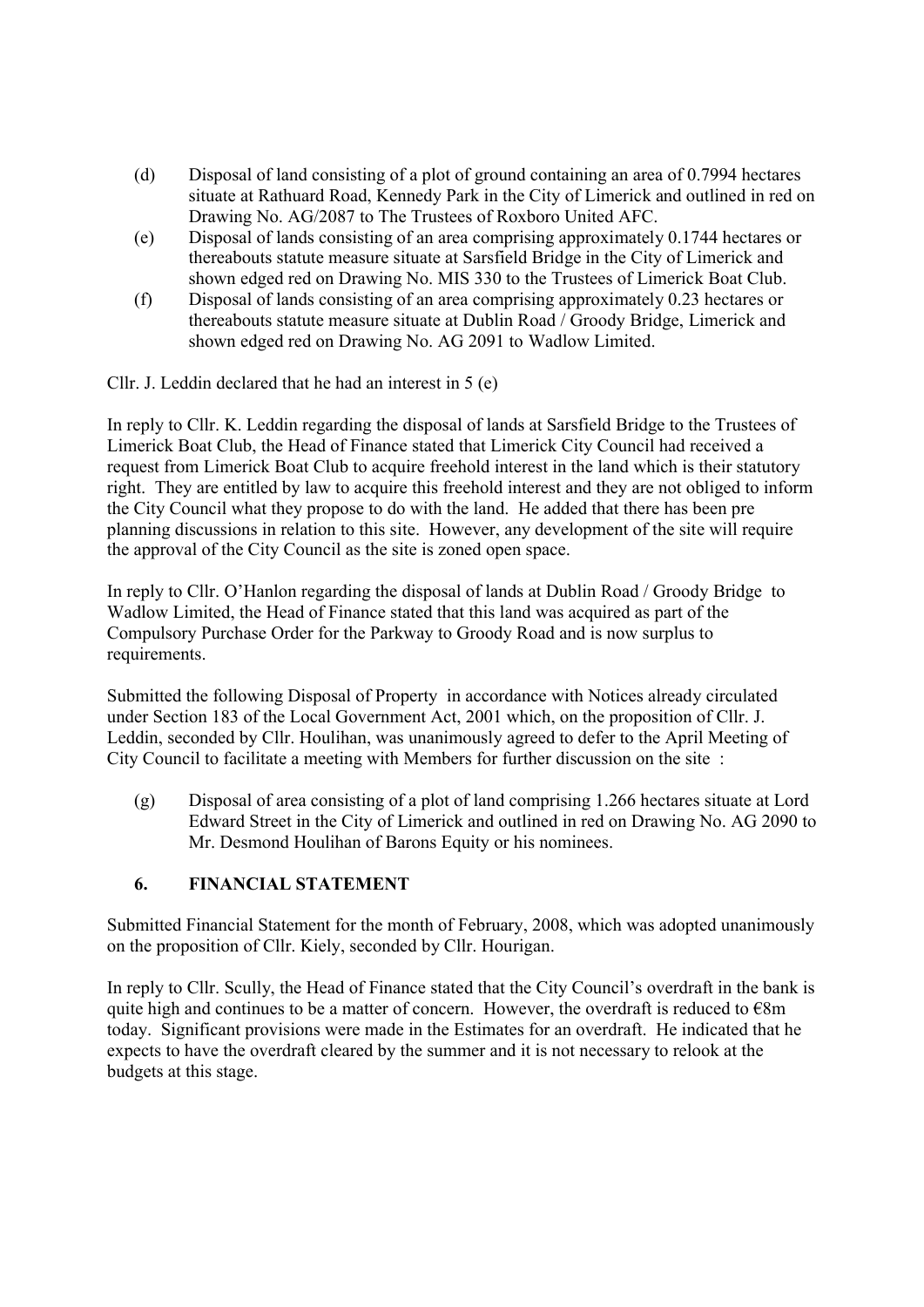(d) Disposal of land consisting of a plot of ground containing an area of 0.7994 hectares situate at Rathuard Road, Kennedy Park in the City of Limerick and outlined in red on Drawing No. AG/2087 to The Trustees of Roxboro United AFC.

(e) Disposal of lands consisting of an area comprising approximately 0.1744 hectares or thereabouts statute measure situate at Sarsfield Bridge in the City of Limerick and shown edged red on Drawing No. MIS 330 to the Trustees of Limerick Boat Club.

(f) Disposal of lands consisting of an area comprising approximately 0.23 hectares or thereabouts statute measure situate at Dublin Road / Groody Bridge, Limerick and shown edged red on Drawing No. AG 2091 to Wadlow Limited.

Cllr. J. Leddin declared that he had an interest in 5 (e)

In reply to Cllr. K. Leddin regarding the disposal of lands at Sarsfield Bridge to the Trustees of Limerick Boat Club, the Head of Finance stated that Limerick City Council had received a request from Limerick Boat Club to acquire freehold interest in the land which is their statutory right. They are entitled by law to acquire this freehold interest and they are not obliged to inform the City Council what they propose to do with the land. He added that there has been pre planning discussions in relation to this site. However, any development of the site will require the approval of the City Council as the site is zoned open space.

In reply to Cllr. O'Hanlon regarding the disposal of lands at Dublin Road / Groody Bridge to Wadlow Limited, the Head of Finance stated that this land was acquired as part of the Compulsory Purchase Order for the Parkway to Groody Road and is now surplus to requirements.

Submitted the following Disposal of Property in accordance with Notices already circulated under Section 183 of the Local Government Act, 2001 which, on the proposition of Cllr. J. Leddin, seconded by Cllr. Houlihan, was unanimously agreed to defer to the April Meeting of City Council to facilitate a meeting with Members for further discussion on the site :

(g) Disposal of area consisting of a plot of land comprising 1.266 hectares situate at Lord Edward Street in the City of Limerick and outlined in red on Drawing No. AG 2090 to Mr. Desmond Houlihan of Barons Equity or his nominees.

## 6. FINANCIAL STATEMENT

Submitted Financial Statement for the month of February, 2008, which was adopted unanimously on the proposition of Cllr. Kiely, seconded by Cllr. Hourigan.

In reply to Cllr. Scully, the Head of Finance stated that the City Council's overdraft in the bank is quite high and continues to be a matter of concern. However, the overdraft is reduced to €8m today. Significant provisions were made in the Estimates for an overdraft. He indicated that he expects to have the overdraft cleared by the summer and it is not necessary to relook at the budgets at this stage.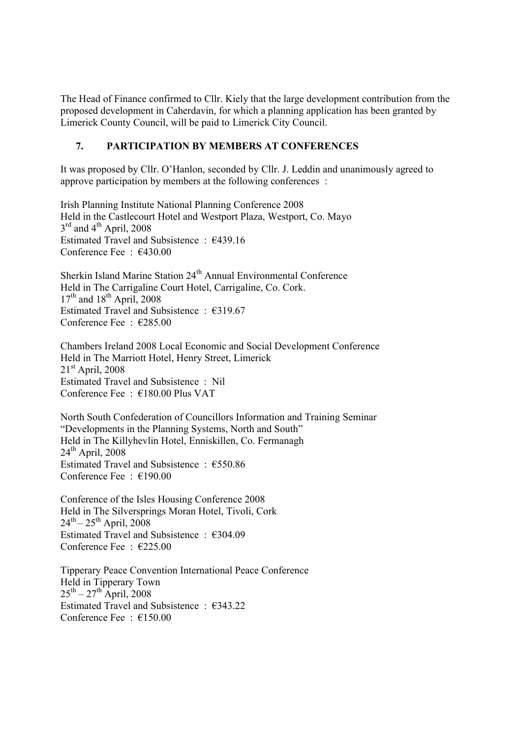The Head of Finance confirmed to Cllr. Kiely that the large development contribution from the proposed development in Caherdavin, for which a planning application has been granted by Limerick County Council, will be paid to Limerick City Council.

## 7. PARTICIPATION BY MEMBERS AT CONFERENCES

It was proposed by Cllr. O'Hanlon, seconded by Cllr. J. Leddin and unanimously agreed to approve participation by members at the following conferences :

Irish Planning Institute National Planning Conference 2008
Held in the Castlecourt Hotel and Westport Plaza, Westport, Co. Mayo
3rd and 4th April, 2008
Estimated Travel and Subsistence : €439.16
Conference Fee : €430.00

Sherkin Island Marine Station 24th Annual Environmental Conference
Held in The Carrigaline Court Hotel, Carrigaline, Co. Cork.
17th and 18th April, 2008
Estimated Travel and Subsistence : €319.67
Conference Fee : €285.00

Chambers Ireland 2008 Local Economic and Social Development Conference
Held in The Marriott Hotel, Henry Street, Limerick
21st April, 2008
Estimated Travel and Subsistence : Nil
Conference Fee : €180.00 Plus VAT

North South Confederation of Councillors Information and Training Seminar
"Developments in the Planning Systems, North and South"
Held in The Killyhevlin Hotel, Enniskillen, Co. Fermanagh
24th April, 2008
Estimated Travel and Subsistence : €550.86
Conference Fee : €190.00

Conference of the Isles Housing Conference 2008
Held in The Silversprings Moran Hotel, Tivoli, Cork
24th – 25th April, 2008
Estimated Travel and Subsistence : €304.09
Conference Fee : €225.00

Tipperary Peace Convention International Peace Conference
Held in Tipperary Town
25th – 27th April, 2008
Estimated Travel and Subsistence : €343.22
Conference Fee : €150.00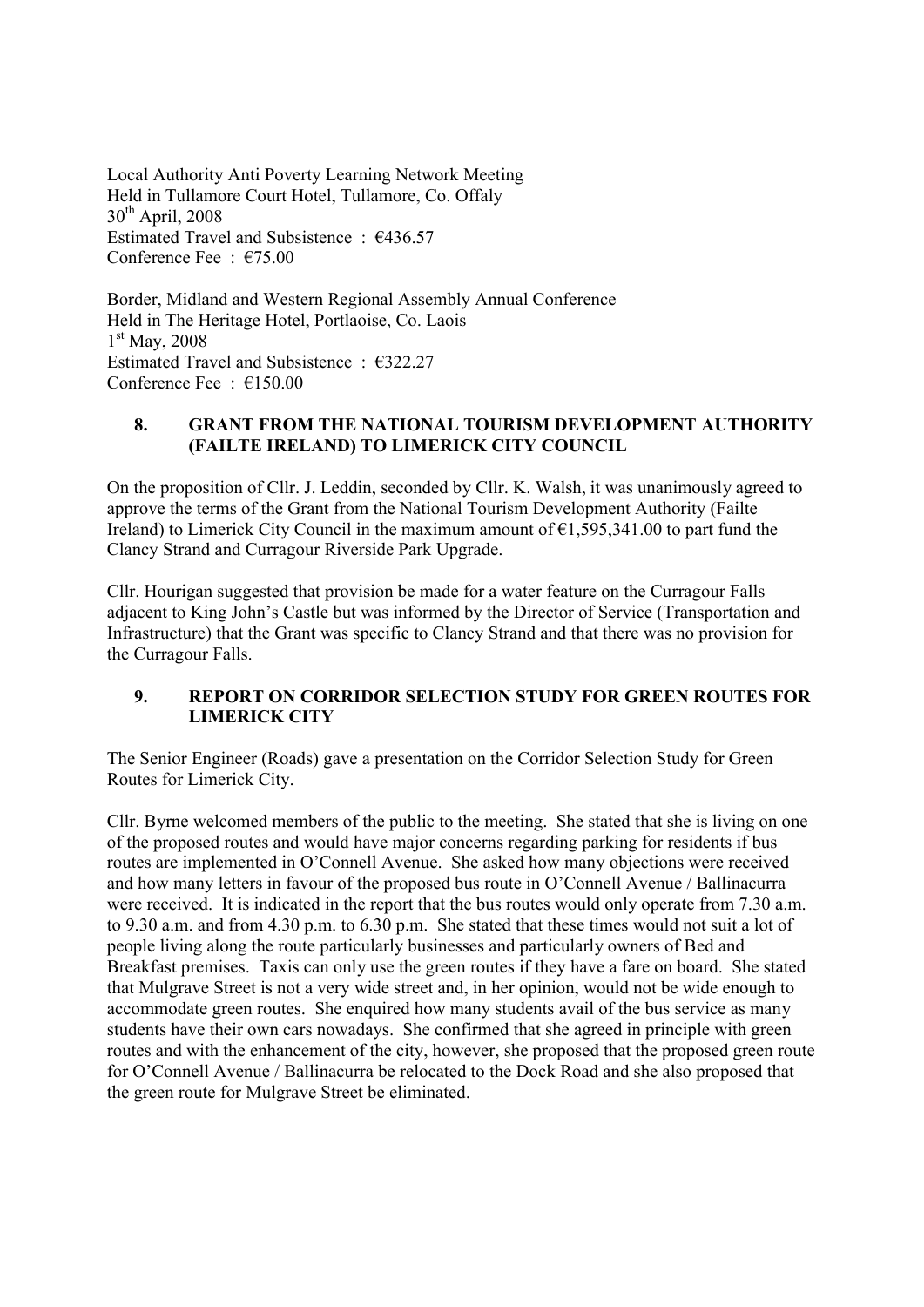Local Authority Anti Poverty Learning Network Meeting
Held in Tullamore Court Hotel, Tullamore, Co. Offaly
30th April, 2008
Estimated Travel and Subsistence : €436.57
Conference Fee : €75.00

Border, Midland and Western Regional Assembly Annual Conference
Held in The Heritage Hotel, Portlaoise, Co. Laois
1st May, 2008
Estimated Travel and Subsistence : €322.27
Conference Fee : €150.00

## 8. GRANT FROM THE NATIONAL TOURISM DEVELOPMENT AUTHORITY (FAILTE IRELAND) TO LIMERICK CITY COUNCIL

On the proposition of Cllr. J. Leddin, seconded by Cllr. K. Walsh, it was unanimously agreed to approve the terms of the Grant from the National Tourism Development Authority (Failte Ireland) to Limerick City Council in the maximum amount of €1,595,341.00 to part fund the Clancy Strand and Curragour Riverside Park Upgrade.

Cllr. Hourigan suggested that provision be made for a water feature on the Curragour Falls adjacent to King John's Castle but was informed by the Director of Service (Transportation and Infrastructure) that the Grant was specific to Clancy Strand and that there was no provision for the Curragour Falls.

## 9. REPORT ON CORRIDOR SELECTION STUDY FOR GREEN ROUTES FOR LIMERICK CITY

The Senior Engineer (Roads) gave a presentation on the Corridor Selection Study for Green Routes for Limerick City.

Cllr. Byrne welcomed members of the public to the meeting. She stated that she is living on one of the proposed routes and would have major concerns regarding parking for residents if bus routes are implemented in O'Connell Avenue. She asked how many objections were received and how many letters in favour of the proposed bus route in O'Connell Avenue / Ballinacurra were received. It is indicated in the report that the bus routes would only operate from 7.30 a.m. to 9.30 a.m. and from 4.30 p.m. to 6.30 p.m. She stated that these times would not suit a lot of people living along the route particularly businesses and particularly owners of Bed and Breakfast premises. Taxis can only use the green routes if they have a fare on board. She stated that Mulgrave Street is not a very wide street and, in her opinion, would not be wide enough to accommodate green routes. She enquired how many students avail of the bus service as many students have their own cars nowadays. She confirmed that she agreed in principle with green routes and with the enhancement of the city, however, she proposed that the proposed green route for O'Connell Avenue / Ballinacurra be relocated to the Dock Road and she also proposed that the green route for Mulgrave Street be eliminated.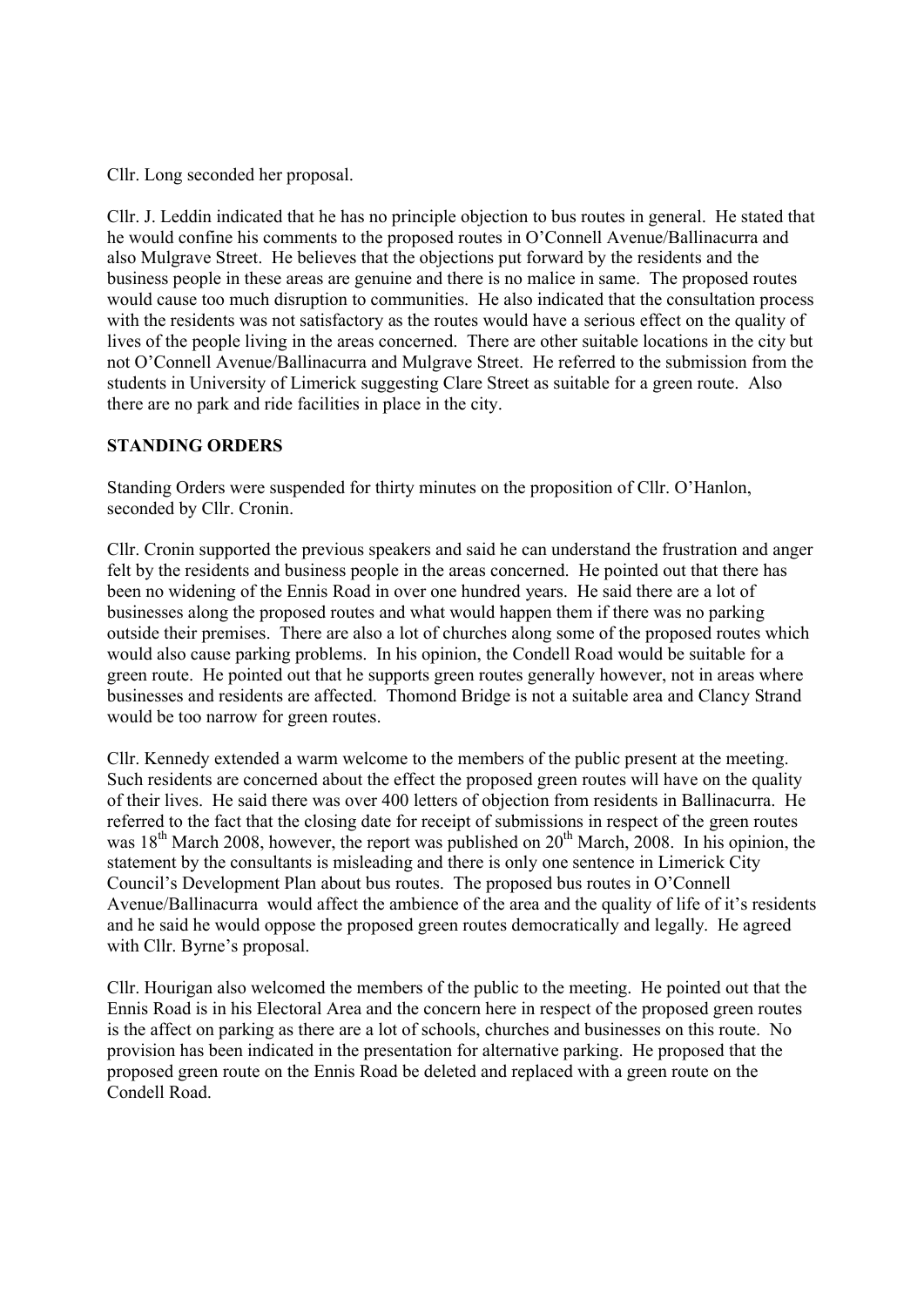Cllr. Long seconded her proposal.

Cllr. J. Leddin indicated that he has no principle objection to bus routes in general. He stated that he would confine his comments to the proposed routes in O'Connell Avenue/Ballinacurra and also Mulgrave Street. He believes that the objections put forward by the residents and the business people in these areas are genuine and there is no malice in same. The proposed routes would cause too much disruption to communities. He also indicated that the consultation process with the residents was not satisfactory as the routes would have a serious effect on the quality of lives of the people living in the areas concerned. There are other suitable locations in the city but not O'Connell Avenue/Ballinacurra and Mulgrave Street. He referred to the submission from the students in University of Limerick suggesting Clare Street as suitable for a green route. Also there are no park and ride facilities in place in the city.

**STANDING ORDERS**

Standing Orders were suspended for thirty minutes on the proposition of Cllr. O'Hanlon, seconded by Cllr. Cronin.

Cllr. Cronin supported the previous speakers and said he can understand the frustration and anger felt by the residents and business people in the areas concerned. He pointed out that there has been no widening of the Ennis Road in over one hundred years. He said there are a lot of businesses along the proposed routes and what would happen them if there was no parking outside their premises. There are also a lot of churches along some of the proposed routes which would also cause parking problems. In his opinion, the Condell Road would be suitable for a green route. He pointed out that he supports green routes generally however, not in areas where businesses and residents are affected. Thomond Bridge is not a suitable area and Clancy Strand would be too narrow for green routes.

Cllr. Kennedy extended a warm welcome to the members of the public present at the meeting. Such residents are concerned about the effect the proposed green routes will have on the quality of their lives. He said there was over 400 letters of objection from residents in Ballinacurra. He referred to the fact that the closing date for receipt of submissions in respect of the green routes was 18th March 2008, however, the report was published on 20th March, 2008. In his opinion, the statement by the consultants is misleading and there is only one sentence in Limerick City Council's Development Plan about bus routes. The proposed bus routes in O'Connell Avenue/Ballinacurra would affect the ambience of the area and the quality of life of it's residents and he said he would oppose the proposed green routes democratically and legally. He agreed with Cllr. Byrne's proposal.

Cllr. Hourigan also welcomed the members of the public to the meeting. He pointed out that the Ennis Road is in his Electoral Area and the concern here in respect of the proposed green routes is the affect on parking as there are a lot of schools, churches and businesses on this route. No provision has been indicated in the presentation for alternative parking. He proposed that the proposed green route on the Ennis Road be deleted and replaced with a green route on the Condell Road.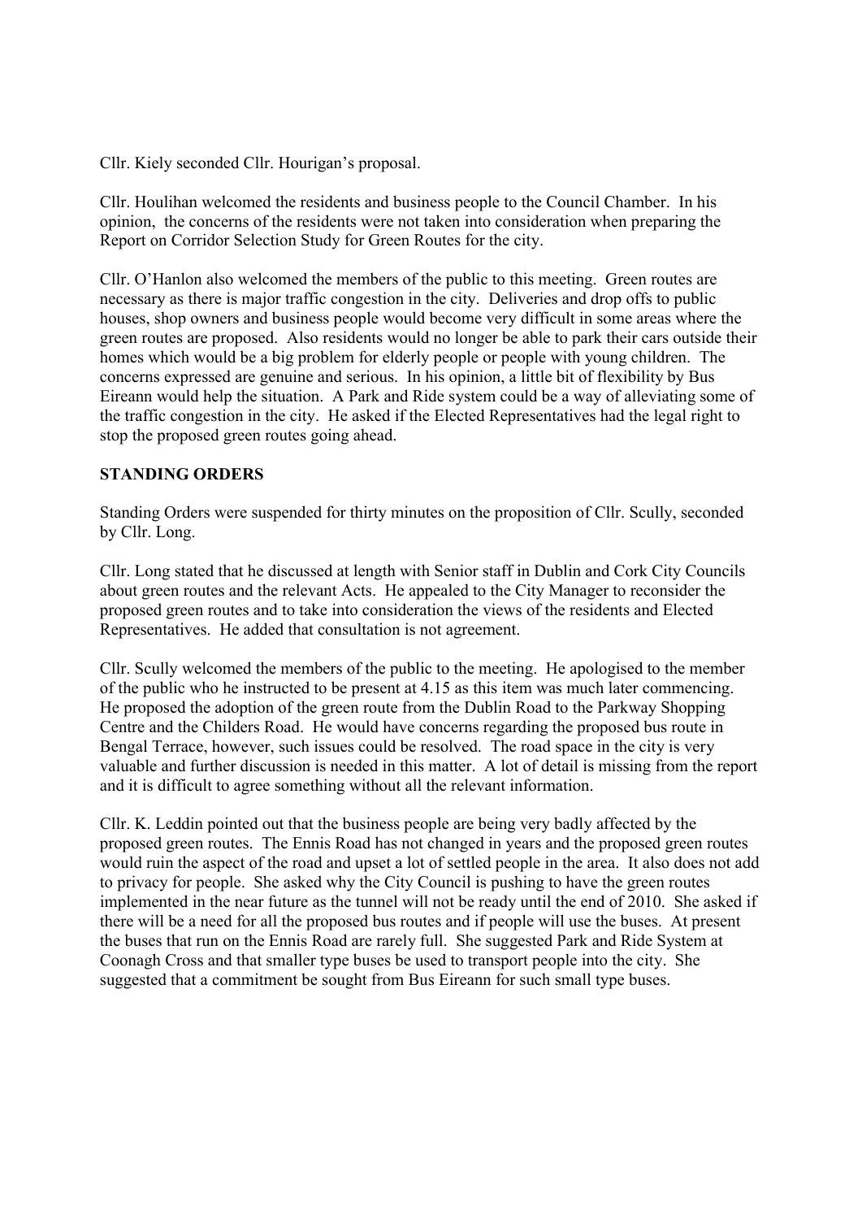Cllr. Kiely seconded Cllr. Hourigan's proposal.

Cllr. Houlihan welcomed the residents and business people to the Council Chamber. In his opinion, the concerns of the residents were not taken into consideration when preparing the Report on Corridor Selection Study for Green Routes for the city.

Cllr. O'Hanlon also welcomed the members of the public to this meeting. Green routes are necessary as there is major traffic congestion in the city. Deliveries and drop offs to public houses, shop owners and business people would become very difficult in some areas where the green routes are proposed. Also residents would no longer be able to park their cars outside their homes which would be a big problem for elderly people or people with young children. The concerns expressed are genuine and serious. In his opinion, a little bit of flexibility by Bus Eireann would help the situation. A Park and Ride system could be a way of alleviating some of the traffic congestion in the city. He asked if the Elected Representatives had the legal right to stop the proposed green routes going ahead.

**STANDING ORDERS**

Standing Orders were suspended for thirty minutes on the proposition of Cllr. Scully, seconded by Cllr. Long.

Cllr. Long stated that he discussed at length with Senior staff in Dublin and Cork City Councils about green routes and the relevant Acts. He appealed to the City Manager to reconsider the proposed green routes and to take into consideration the views of the residents and Elected Representatives. He added that consultation is not agreement.

Cllr. Scully welcomed the members of the public to the meeting. He apologised to the member of the public who he instructed to be present at 4.15 as this item was much later commencing. He proposed the adoption of the green route from the Dublin Road to the Parkway Shopping Centre and the Childers Road. He would have concerns regarding the proposed bus route in Bengal Terrace, however, such issues could be resolved. The road space in the city is very valuable and further discussion is needed in this matter. A lot of detail is missing from the report and it is difficult to agree something without all the relevant information.

Cllr. K. Leddin pointed out that the business people are being very badly affected by the proposed green routes. The Ennis Road has not changed in years and the proposed green routes would ruin the aspect of the road and upset a lot of settled people in the area. It also does not add to privacy for people. She asked why the City Council is pushing to have the green routes implemented in the near future as the tunnel will not be ready until the end of 2010. She asked if there will be a need for all the proposed bus routes and if people will use the buses. At present the buses that run on the Ennis Road are rarely full. She suggested Park and Ride System at Coonagh Cross and that smaller type buses be used to transport people into the city. She suggested that a commitment be sought from Bus Eireann for such small type buses.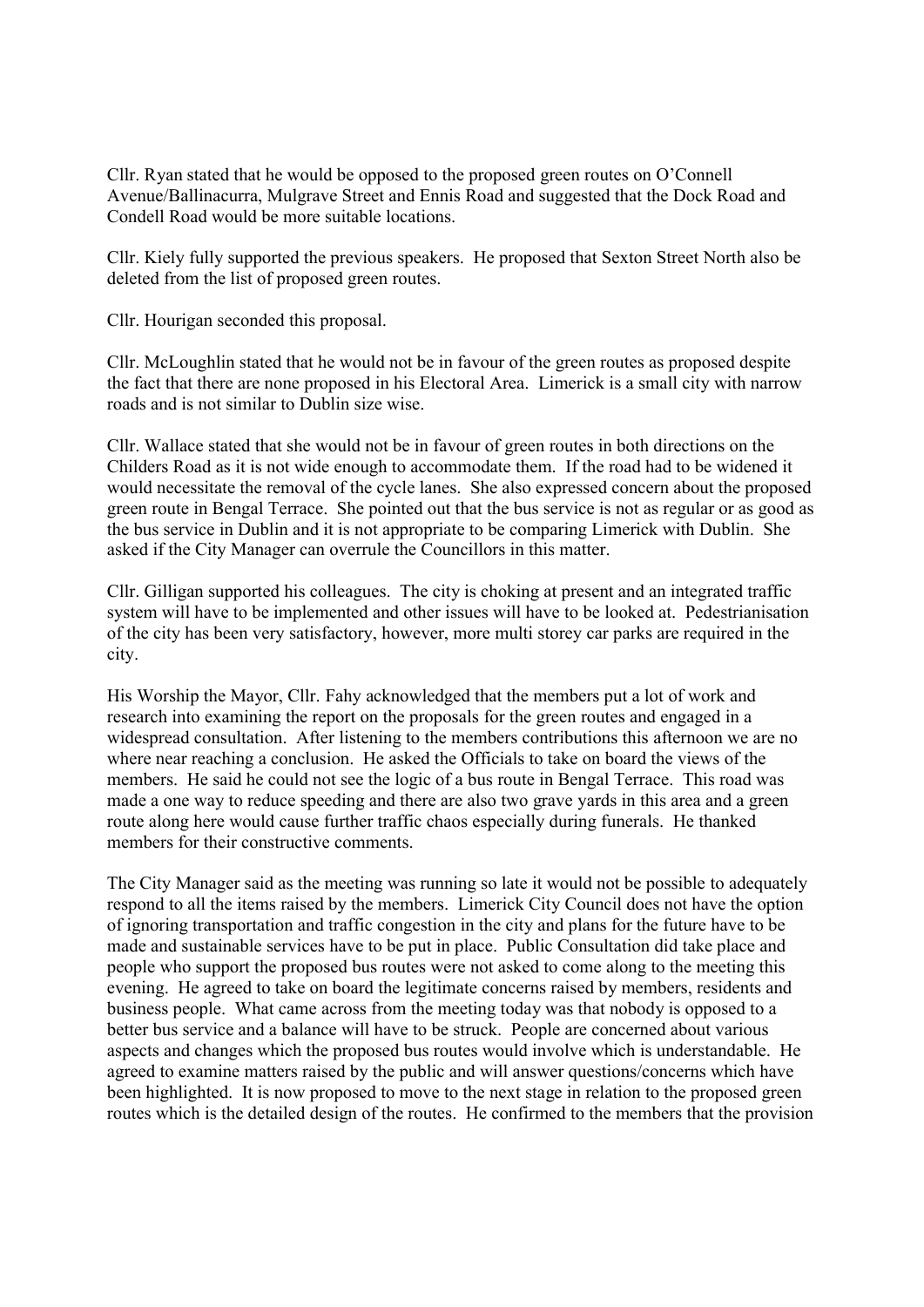Cllr. Ryan stated that he would be opposed to the proposed green routes on O'Connell Avenue/Ballinacurra, Mulgrave Street and Ennis Road and suggested that the Dock Road and Condell Road would be more suitable locations.

Cllr. Kiely fully supported the previous speakers. He proposed that Sexton Street North also be deleted from the list of proposed green routes.

Cllr. Hourigan seconded this proposal.

Cllr. McLoughlin stated that he would not be in favour of the green routes as proposed despite the fact that there are none proposed in his Electoral Area. Limerick is a small city with narrow roads and is not similar to Dublin size wise.

Cllr. Wallace stated that she would not be in favour of green routes in both directions on the Childers Road as it is not wide enough to accommodate them. If the road had to be widened it would necessitate the removal of the cycle lanes. She also expressed concern about the proposed green route in Bengal Terrace. She pointed out that the bus service is not as regular or as good as the bus service in Dublin and it is not appropriate to be comparing Limerick with Dublin. She asked if the City Manager can overrule the Councillors in this matter.

Cllr. Gilligan supported his colleagues. The city is choking at present and an integrated traffic system will have to be implemented and other issues will have to be looked at. Pedestrianisation of the city has been very satisfactory, however, more multi storey car parks are required in the city.

His Worship the Mayor, Cllr. Fahy acknowledged that the members put a lot of work and research into examining the report on the proposals for the green routes and engaged in a widespread consultation. After listening to the members contributions this afternoon we are no where near reaching a conclusion. He asked the Officials to take on board the views of the members. He said he could not see the logic of a bus route in Bengal Terrace. This road was made a one way to reduce speeding and there are also two grave yards in this area and a green route along here would cause further traffic chaos especially during funerals. He thanked members for their constructive comments.

The City Manager said as the meeting was running so late it would not be possible to adequately respond to all the items raised by the members. Limerick City Council does not have the option of ignoring transportation and traffic congestion in the city and plans for the future have to be made and sustainable services have to be put in place. Public Consultation did take place and people who support the proposed bus routes were not asked to come along to the meeting this evening. He agreed to take on board the legitimate concerns raised by members, residents and business people. What came across from the meeting today was that nobody is opposed to a better bus service and a balance will have to be struck. People are concerned about various aspects and changes which the proposed bus routes would involve which is understandable. He agreed to examine matters raised by the public and will answer questions/concerns which have been highlighted. It is now proposed to move to the next stage in relation to the proposed green routes which is the detailed design of the routes. He confirmed to the members that the provision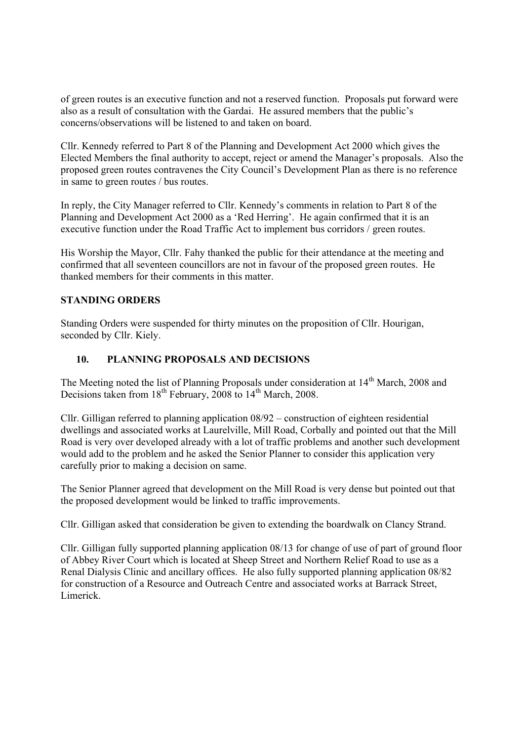of green routes is an executive function and not a reserved function. Proposals put forward were also as a result of consultation with the Gardai. He assured members that the public's concerns/observations will be listened to and taken on board.

Cllr. Kennedy referred to Part 8 of the Planning and Development Act 2000 which gives the Elected Members the final authority to accept, reject or amend the Manager's proposals. Also the proposed green routes contravenes the City Council's Development Plan as there is no reference in same to green routes / bus routes.

In reply, the City Manager referred to Cllr. Kennedy's comments in relation to Part 8 of the Planning and Development Act 2000 as a 'Red Herring'. He again confirmed that it is an executive function under the Road Traffic Act to implement bus corridors / green routes.

His Worship the Mayor, Cllr. Fahy thanked the public for their attendance at the meeting and confirmed that all seventeen councillors are not in favour of the proposed green routes. He thanked members for their comments in this matter.

## STANDING ORDERS

Standing Orders were suspended for thirty minutes on the proposition of Cllr. Hourigan, seconded by Cllr. Kiely.

## 10. PLANNING PROPOSALS AND DECISIONS

The Meeting noted the list of Planning Proposals under consideration at 14th March, 2008 and Decisions taken from 18th February, 2008 to 14th March, 2008.

Cllr. Gilligan referred to planning application 08/92 – construction of eighteen residential dwellings and associated works at Laurelville, Mill Road, Corbally and pointed out that the Mill Road is very over developed already with a lot of traffic problems and another such development would add to the problem and he asked the Senior Planner to consider this application very carefully prior to making a decision on same.

The Senior Planner agreed that development on the Mill Road is very dense but pointed out that the proposed development would be linked to traffic improvements.

Cllr. Gilligan asked that consideration be given to extending the boardwalk on Clancy Strand.

Cllr. Gilligan fully supported planning application 08/13 for change of use of part of ground floor of Abbey River Court which is located at Sheep Street and Northern Relief Road to use as a Renal Dialysis Clinic and ancillary offices. He also fully supported planning application 08/82 for construction of a Resource and Outreach Centre and associated works at Barrack Street, Limerick.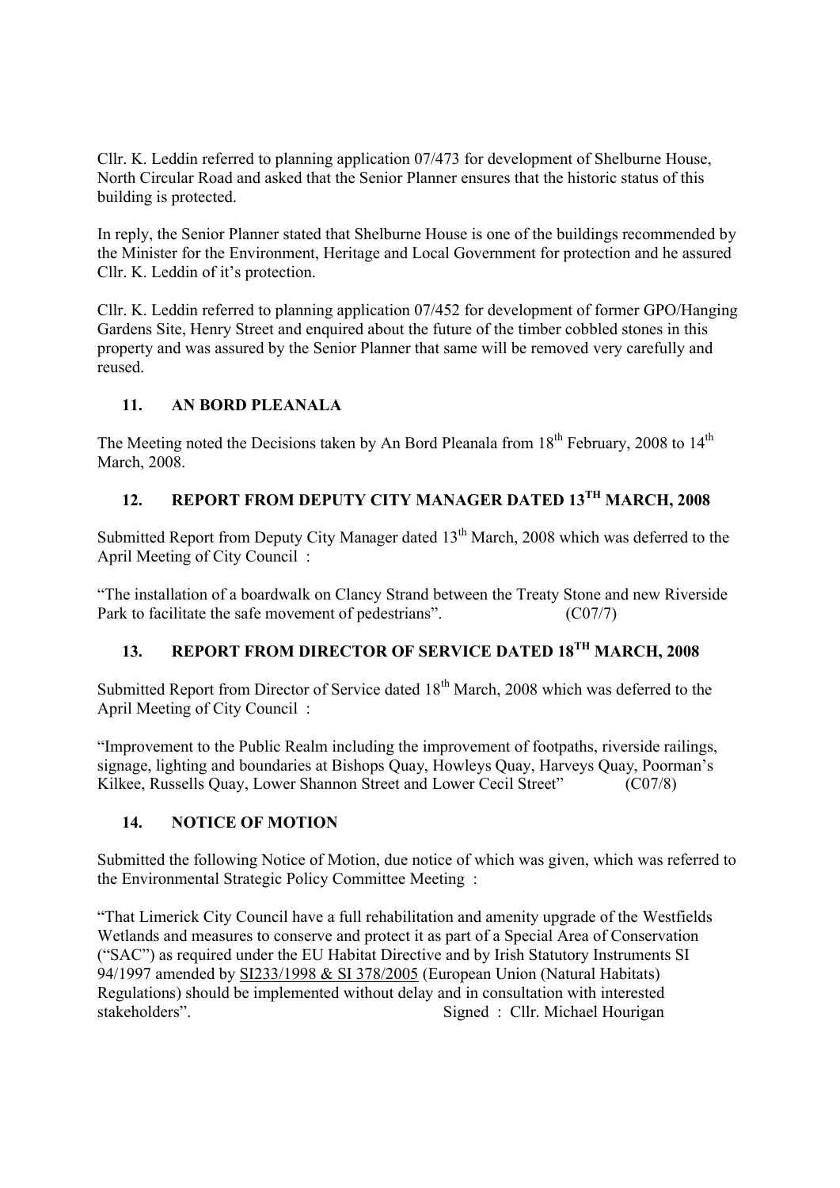Cllr. K. Leddin referred to planning application 07/473 for development of Shelburne House, North Circular Road and asked that the Senior Planner ensures that the historic status of this building is protected.

In reply, the Senior Planner stated that Shelburne House is one of the buildings recommended by the Minister for the Environment, Heritage and Local Government for protection and he assured Cllr. K. Leddin of it's protection.

Cllr. K. Leddin referred to planning application 07/452 for development of former GPO/Hanging Gardens Site, Henry Street and enquired about the future of the timber cobbled stones in this property and was assured by the Senior Planner that same will be removed very carefully and reused.

## 11. AN BORD PLEANALA

The Meeting noted the Decisions taken by An Bord Pleanala from 18th February, 2008 to 14th March, 2008.

## 12. REPORT FROM DEPUTY CITY MANAGER DATED 13TH MARCH, 2008

Submitted Report from Deputy City Manager dated 13th March, 2008 which was deferred to the April Meeting of City Council :

"The installation of a boardwalk on Clancy Strand between the Treaty Stone and new Riverside Park to facilitate the safe movement of pedestrians". (C07/7)

## 13. REPORT FROM DIRECTOR OF SERVICE DATED 18TH MARCH, 2008

Submitted Report from Director of Service dated 18th March, 2008 which was deferred to the April Meeting of City Council :

"Improvement to the Public Realm including the improvement of footpaths, riverside railings, signage, lighting and boundaries at Bishops Quay, Howleys Quay, Harveys Quay, Poorman's Kilkee, Russells Quay, Lower Shannon Street and Lower Cecil Street" (C07/8)

## 14. NOTICE OF MOTION

Submitted the following Notice of Motion, due notice of which was given, which was referred to the Environmental Strategic Policy Committee Meeting :

"That Limerick City Council have a full rehabilitation and amenity upgrade of the Westfields Wetlands and measures to conserve and protect it as part of a Special Area of Conservation ("SAC") as required under the EU Habitat Directive and by Irish Statutory Instruments SI 94/1997 amended by SI233/1998 & SI 378/2005 (European Union (Natural Habitats) Regulations) should be implemented without delay and in consultation with interested stakeholders". Signed : Cllr. Michael Hourigan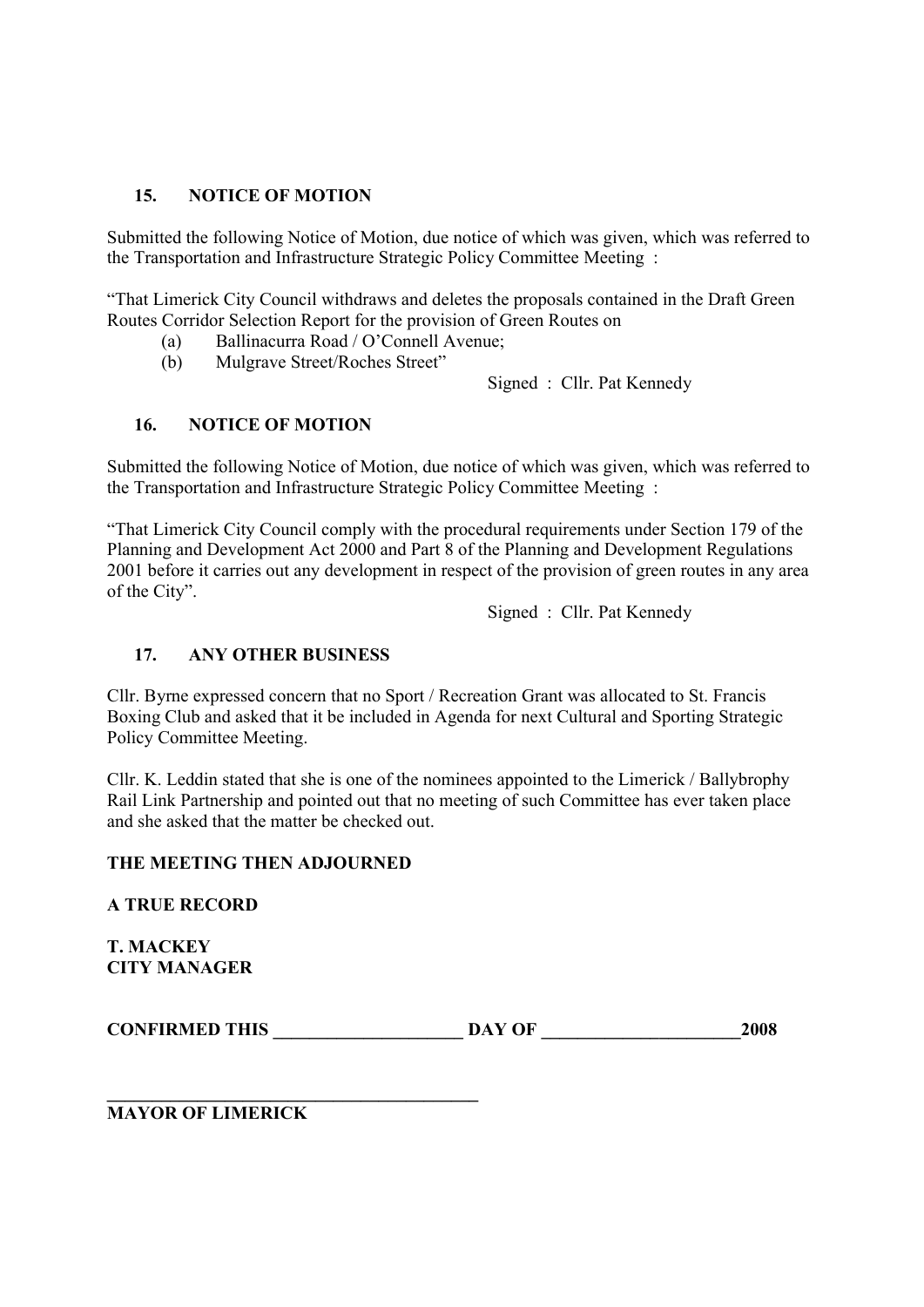## 15. NOTICE OF MOTION

Submitted the following Notice of Motion, due notice of which was given, which was referred to the Transportation and Infrastructure Strategic Policy Committee Meeting :

"That Limerick City Council withdraws and deletes the proposals contained in the Draft Green Routes Corridor Selection Report for the provision of Green Routes on

(a) Ballinacurra Road / O'Connell Avenue;
(b) Mulgrave Street/Roches Street"

Signed : Cllr. Pat Kennedy

## 16. NOTICE OF MOTION

Submitted the following Notice of Motion, due notice of which was given, which was referred to the Transportation and Infrastructure Strategic Policy Committee Meeting :

"That Limerick City Council comply with the procedural requirements under Section 179 of the Planning and Development Act 2000 and Part 8 of the Planning and Development Regulations 2001 before it carries out any development in respect of the provision of green routes in any area of the City".

Signed : Cllr. Pat Kennedy

## 17. ANY OTHER BUSINESS

Cllr. Byrne expressed concern that no Sport / Recreation Grant was allocated to St. Francis Boxing Club and asked that it be included in Agenda for next Cultural and Sporting Strategic Policy Committee Meeting.

Cllr. K. Leddin stated that she is one of the nominees appointed to the Limerick / Ballybrophy Rail Link Partnership and pointed out that no meeting of such Committee has ever taken place and she asked that the matter be checked out.

**THE MEETING THEN ADJOURNED**

**A TRUE RECORD**

**T. MACKEY**
**CITY MANAGER**

**CONFIRMED THIS \_\_\_\_\_\_\_\_\_\_\_\_\_\_\_\_\_\_\_\_\_ DAY OF \_\_\_\_\_\_\_\_\_\_\_\_\_\_\_\_\_\_\_\_\_\_2008**

\_\_\_\_\_\_\_\_\_\_\_\_\_\_\_\_\_\_\_\_\_\_\_\_\_\_\_\_\_\_\_\_\_\_\_\_\_\_\_\_\_\_
**MAYOR OF LIMERICK**